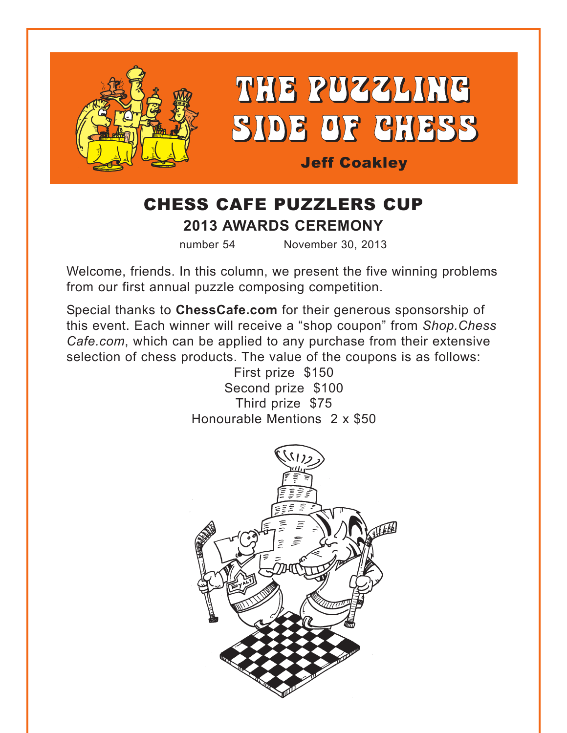# THE PUZZLING SIDE OF CHESS

**Jeff Coakley**

## CHESS CAFE PUZZLERS CUP

### 2013 AWARDS CEREMONY

number 54 November 30, 2013

Welcome, friends. In this column, we present the five winning problems from our first annual puzzle composing competition.

Special thanks to **ChessCafe.com** for their generous sponsorship of this event. Each winner will receive a "shop coupon" from *Shop.Chess Cafe.com*, which can be applied to any purchase from their extensive selection of chess products. The value of the coupons is as follows:

First prize $150
Second prize $100
Third prize $75
Honourable Mentions 2 x $50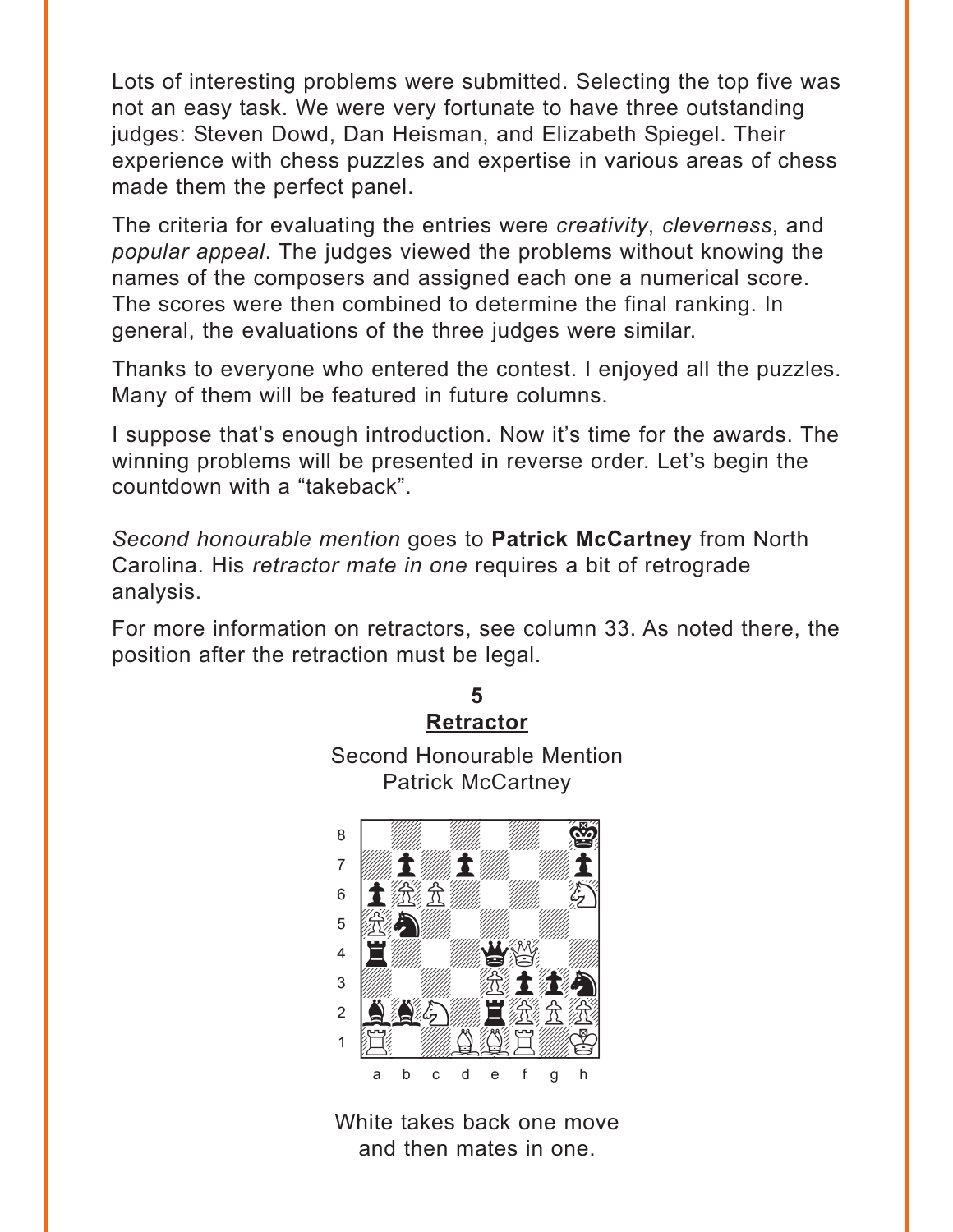Lots of interesting problems were submitted. Selecting the top five was not an easy task. We were very fortunate to have three outstanding judges: Steven Dowd, Dan Heisman, and Elizabeth Spiegel. Their experience with chess puzzles and expertise in various areas of chess made them the perfect panel.

The criteria for evaluating the entries were *creativity*, *cleverness*, and *popular appeal*. The judges viewed the problems without knowing the names of the composers and assigned each one a numerical score. The scores were then combined to determine the final ranking. In general, the evaluations of the three judges were similar.

Thanks to everyone who entered the contest. I enjoyed all the puzzles. Many of them will be featured in future columns.

I suppose that's enough introduction. Now it's time for the awards. The winning problems will be presented in reverse order. Let's begin the countdown with a "takeback".

*Second honourable mention* goes to **Patrick McCartney** from North Carolina. His *retractor mate in one* requires a bit of retrograde analysis.

For more information on retractors, see column 33. As noted there, the position after the retraction must be legal.

**5**

**Retractor**

Second Honourable Mention
Patrick McCartney

White takes back one move and then mates in one.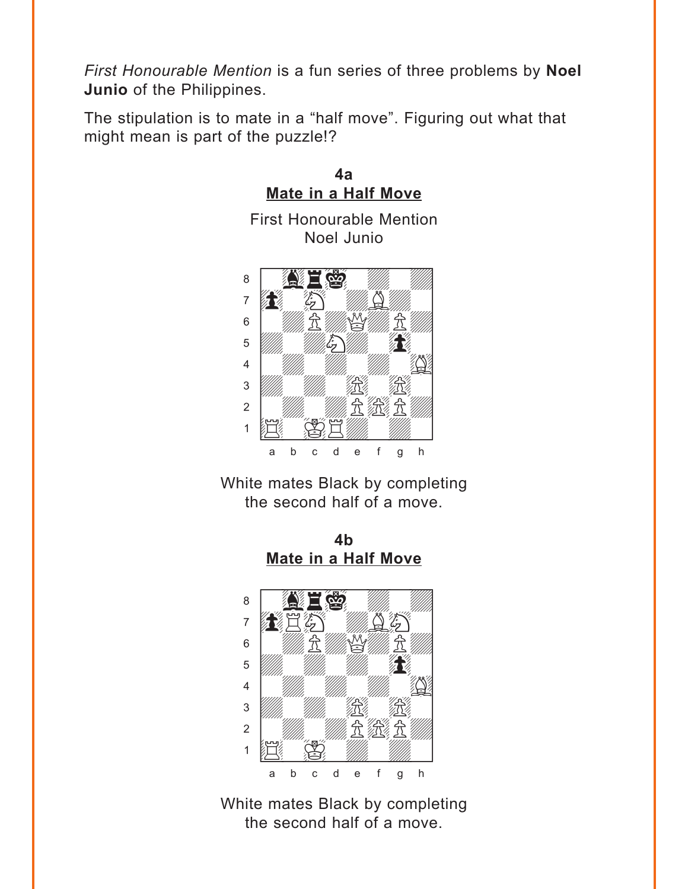*First Honourable Mention* is a fun series of three problems by **Noel Junio** of the Philippines.

The stipulation is to mate in a "half move". Figuring out what that might mean is part of the puzzle!?

## 4a
**Mate in a Half Move**

First Honourable Mention
Noel Junio

White mates Black by completing the second half of a move.

## 4b
**Mate in a Half Move**

White mates Black by completing the second half of a move.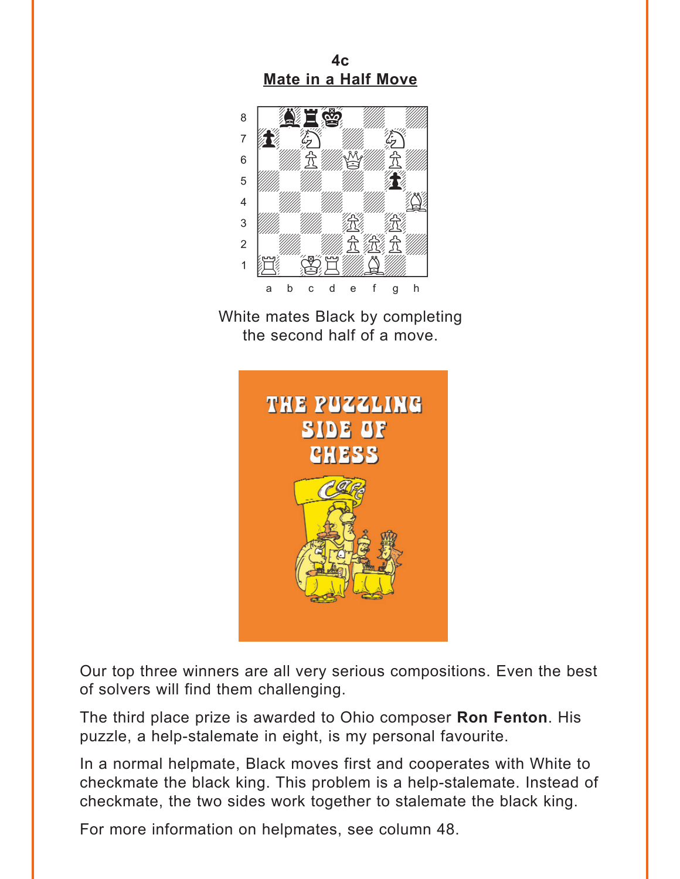**4c**
**Mate in a Half Move**

White mates Black by completing the second half of a move.

Our top three winners are all very serious compositions. Even the best of solvers will find them challenging.

The third place prize is awarded to Ohio composer **Ron Fenton**. His puzzle, a help-stalemate in eight, is my personal favourite.

In a normal helpmate, Black moves first and cooperates with White to checkmate the black king. This problem is a help-stalemate. Instead of checkmate, the two sides work together to stalemate the black king.

For more information on helpmates, see column 48.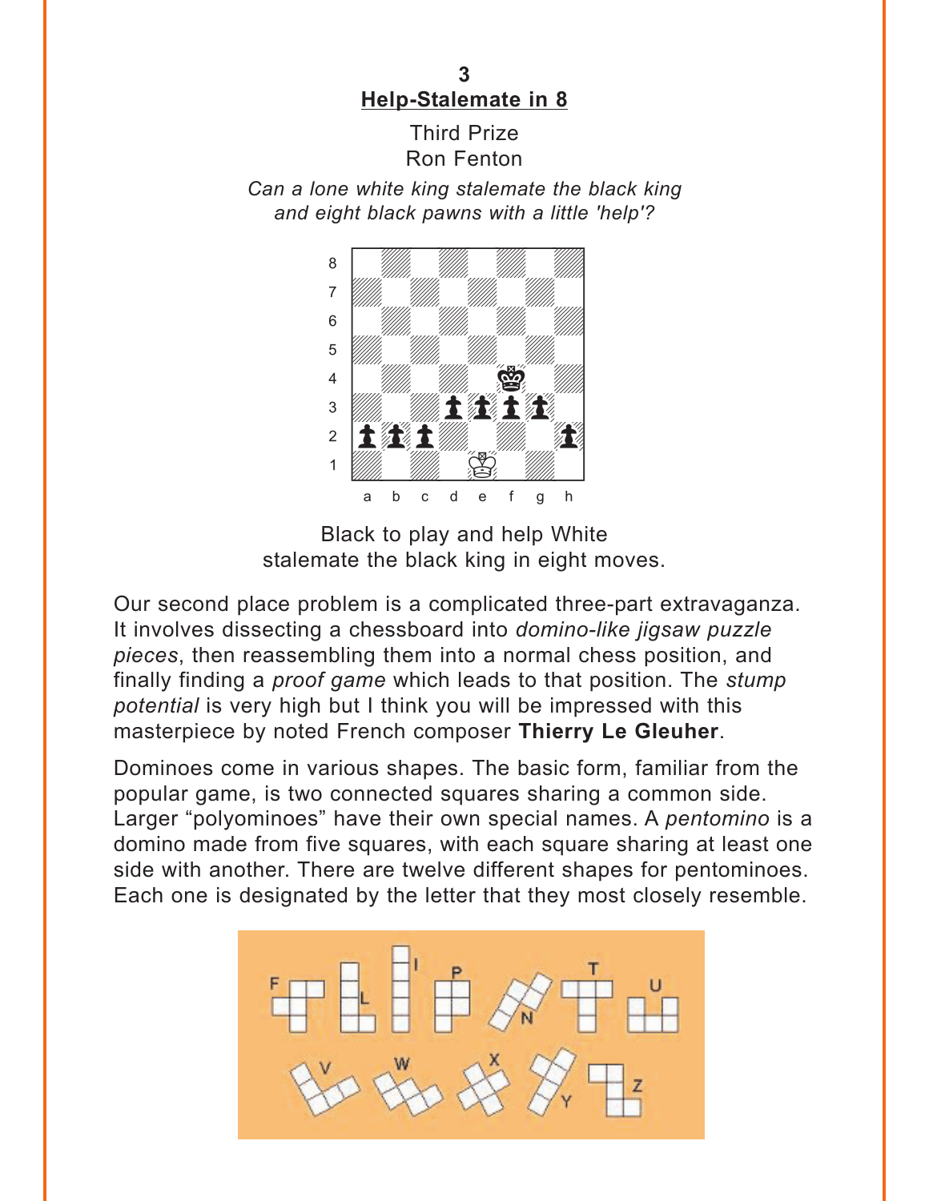**3**

**Help-Stalemate in 8**

Third Prize
Ron Fenton

*Can a lone white king stalemate the black king and eight black pawns with a little 'help'?*

Black to play and help White stalemate the black king in eight moves.

Our second place problem is a complicated three-part extravaganza. It involves dissecting a chessboard into *domino-like jigsaw puzzle pieces*, then reassembling them into a normal chess position, and finally finding a *proof game* which leads to that position. The *stump potential* is very high but I think you will be impressed with this masterpiece by noted French composer **Thierry Le Gleuher**.

Dominoes come in various shapes. The basic form, familiar from the popular game, is two connected squares sharing a common side. Larger "polyominoes" have their own special names. A *pentomino* is a domino made from five squares, with each square sharing at least one side with another. There are twelve different shapes for pentominoes. Each one is designated by the letter that they most closely resemble.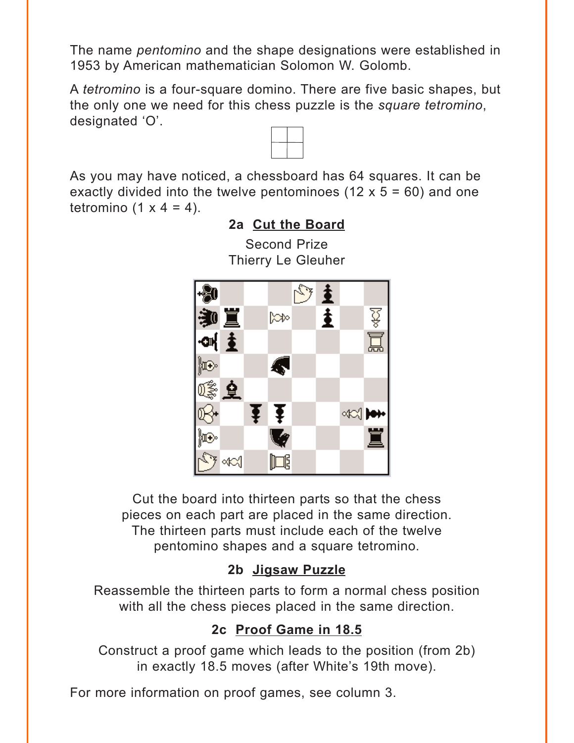The name *pentomino* and the shape designations were established in 1953 by American mathematician Solomon W. Golomb.

A *tetromino* is a four-square domino. There are five basic shapes, but the only one we need for this chess puzzle is the *square tetromino*, designated ‘O’.

As you may have noticed, a chessboard has 64 squares. It can be exactly divided into the twelve pentominoes (12 x 5 = 60) and one tetromino (1 x 4 = 4).

### 2a Cut the Board

Second Prize
Thierry Le Gleuher

Cut the board into thirteen parts so that the chess pieces on each part are placed in the same direction. The thirteen parts must include each of the twelve pentomino shapes and a square tetromino.

### 2b Jigsaw Puzzle

Reassemble the thirteen parts to form a normal chess position with all the chess pieces placed in the same direction.

### 2c Proof Game in 18.5

Construct a proof game which leads to the position (from 2b) in exactly 18.5 moves (after White’s 19th move).

For more information on proof games, see column 3.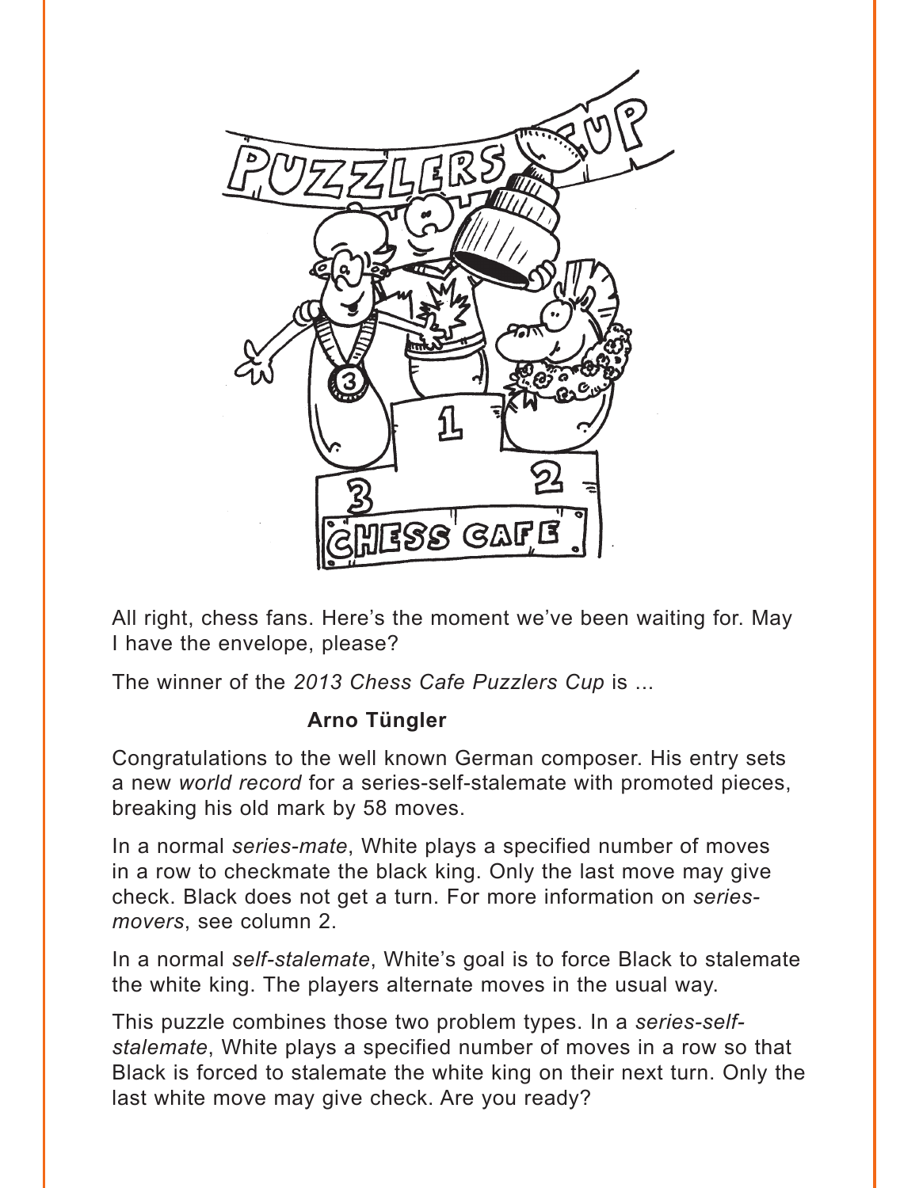All right, chess fans. Here's the moment we've been waiting for. May I have the envelope, please?

The winner of the *2013 Chess Cafe Puzzlers Cup* is ...

**Arno Tüngler**

Congratulations to the well known German composer. His entry sets a new *world record* for a series-self-stalemate with promoted pieces, breaking his old mark by 58 moves.

In a normal *series-mate*, White plays a specified number of moves in a row to checkmate the black king. Only the last move may give check. Black does not get a turn. For more information on *series-movers*, see column 2.

In a normal *self-stalemate*, White's goal is to force Black to stalemate the white king. The players alternate moves in the usual way.

This puzzle combines those two problem types. In a *series-self-stalemate*, White plays a specified number of moves in a row so that Black is forced to stalemate the white king on their next turn. Only the last white move may give check. Are you ready?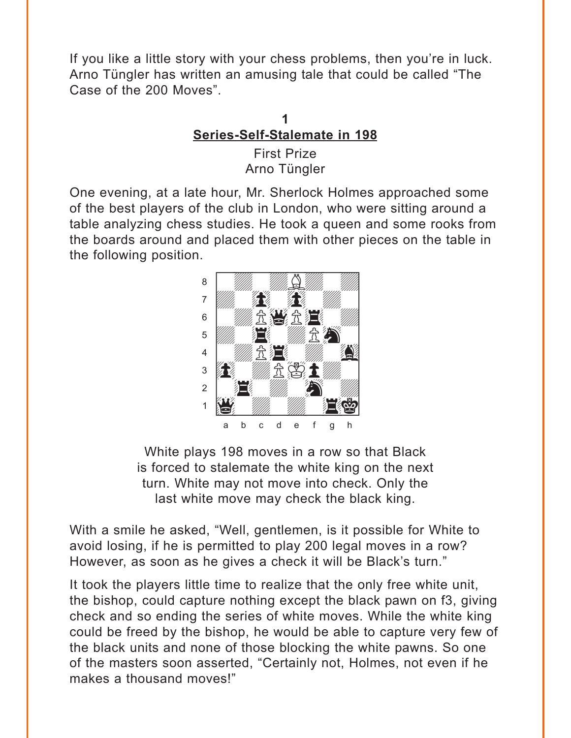If you like a little story with your chess problems, then you're in luck. Arno Tüngler has written an amusing tale that could be called "The Case of the 200 Moves".

## 1
**Series-Self-Stalemate in 198**

First Prize
Arno Tüngler

One evening, at a late hour, Mr. Sherlock Holmes approached some of the best players of the club in London, who were sitting around a table analyzing chess studies. He took a queen and some rooks from the boards around and placed them with other pieces on the table in the following position.

White plays 198 moves in a row so that Black is forced to stalemate the white king on the next turn. White may not move into check. Only the last white move may check the black king.

With a smile he asked, "Well, gentlemen, is it possible for White to avoid losing, if he is permitted to play 200 legal moves in a row? However, as soon as he gives a check it will be Black's turn."

It took the players little time to realize that the only free white unit, the bishop, could capture nothing except the black pawn on f3, giving check and so ending the series of white moves. While the white king could be freed by the bishop, he would be able to capture very few of the black units and none of those blocking the white pawns. So one of the masters soon asserted, "Certainly not, Holmes, not even if he makes a thousand moves!"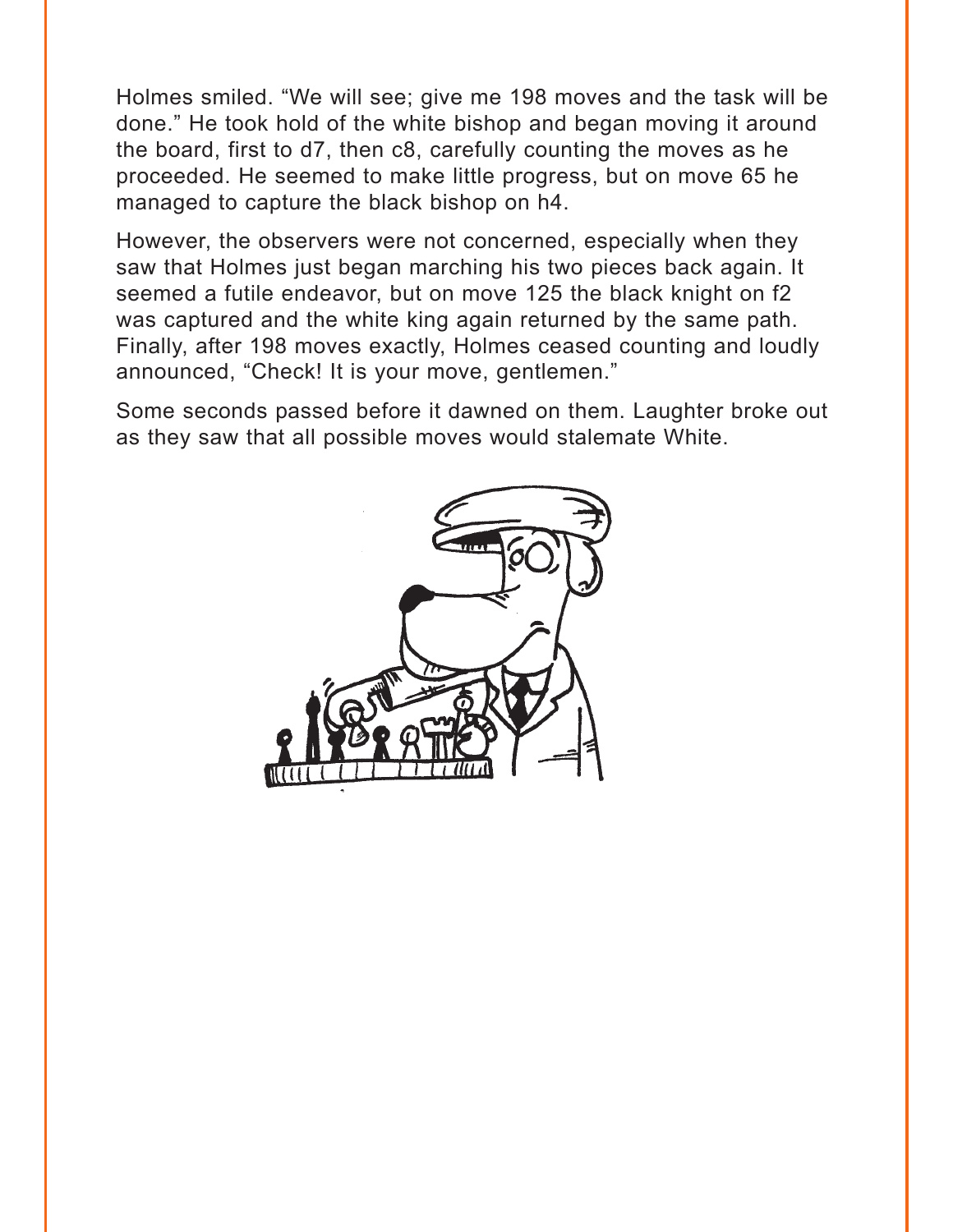Holmes smiled. “We will see; give me 198 moves and the task will be done.” He took hold of the white bishop and began moving it around the board, first to d7, then c8, carefully counting the moves as he proceeded. He seemed to make little progress, but on move 65 he managed to capture the black bishop on h4.

However, the observers were not concerned, especially when they saw that Holmes just began marching his two pieces back again. It seemed a futile endeavor, but on move 125 the black knight on f2 was captured and the white king again returned by the same path. Finally, after 198 moves exactly, Holmes ceased counting and loudly announced, “Check! It is your move, gentlemen.”

Some seconds passed before it dawned on them. Laughter broke out as they saw that all possible moves would stalemate White.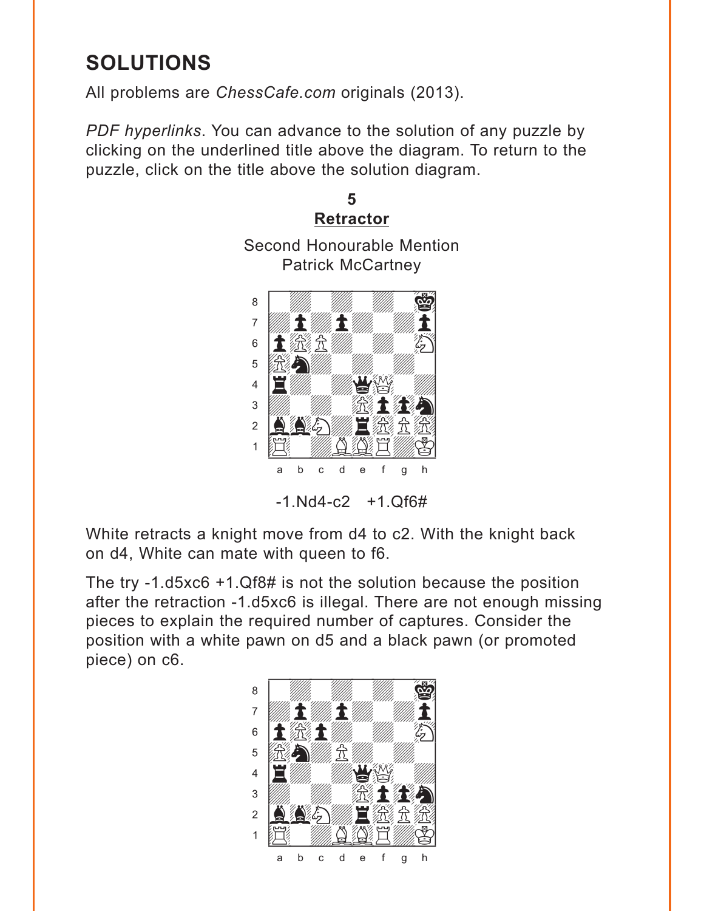# SOLUTIONS

All problems are *ChessCafe.com* originals (2013).

*PDF hyperlinks*. You can advance to the solution of any puzzle by clicking on the underlined title above the diagram. To return to the puzzle, click on the title above the solution diagram.

**5**

**Retractor**

Second Honourable Mention
Patrick McCartney

-1.Nd4-c2 +1.Qf6#

White retracts a knight move from d4 to c2. With the knight back on d4, White can mate with queen to f6.

The try -1.d5xc6 +1.Qf8# is not the solution because the position after the retraction -1.d5xc6 is illegal. There are not enough missing pieces to explain the required number of captures. Consider the position with a white pawn on d5 and a black pawn (or promoted piece) on c6.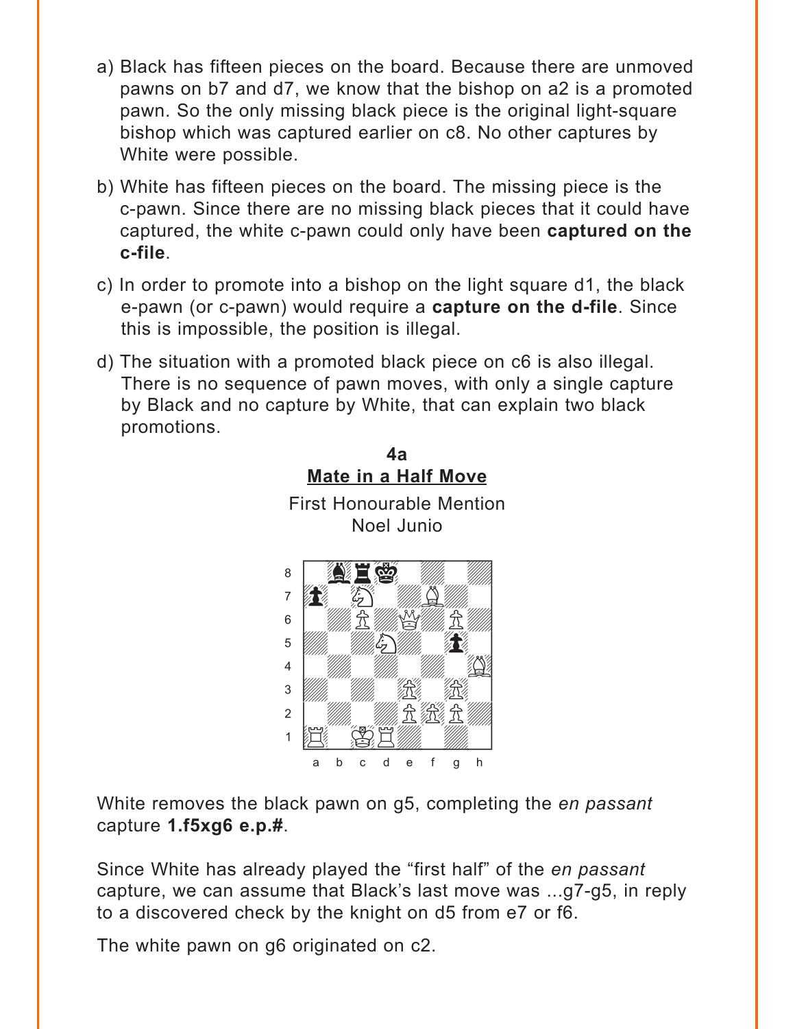a) Black has fifteen pieces on the board. Because there are unmoved pawns on b7 and d7, we know that the bishop on a2 is a promoted pawn. So the only missing black piece is the original light-square bishop which was captured earlier on c8. No other captures by White were possible.

b) White has fifteen pieces on the board. The missing piece is the c-pawn. Since there are no missing black pieces that it could have captured, the white c-pawn could only have been **captured on the c-file**.

c) In order to promote into a bishop on the light square d1, the black e-pawn (or c-pawn) would require a **capture on the d-file**. Since this is impossible, the position is illegal.

d) The situation with a promoted black piece on c6 is also illegal. There is no sequence of pawn moves, with only a single capture by Black and no capture by White, that can explain two black promotions.

**4a**

**Mate in a Half Move**

First Honourable Mention
Noel Junio

White removes the black pawn on g5, completing the *en passant* capture **1.f5xg6 e.p.#**.

Since White has already played the "first half" of the *en passant* capture, we can assume that Black's last move was ...g7-g5, in reply to a discovered check by the knight on d5 from e7 or f6.

The white pawn on g6 originated on c2.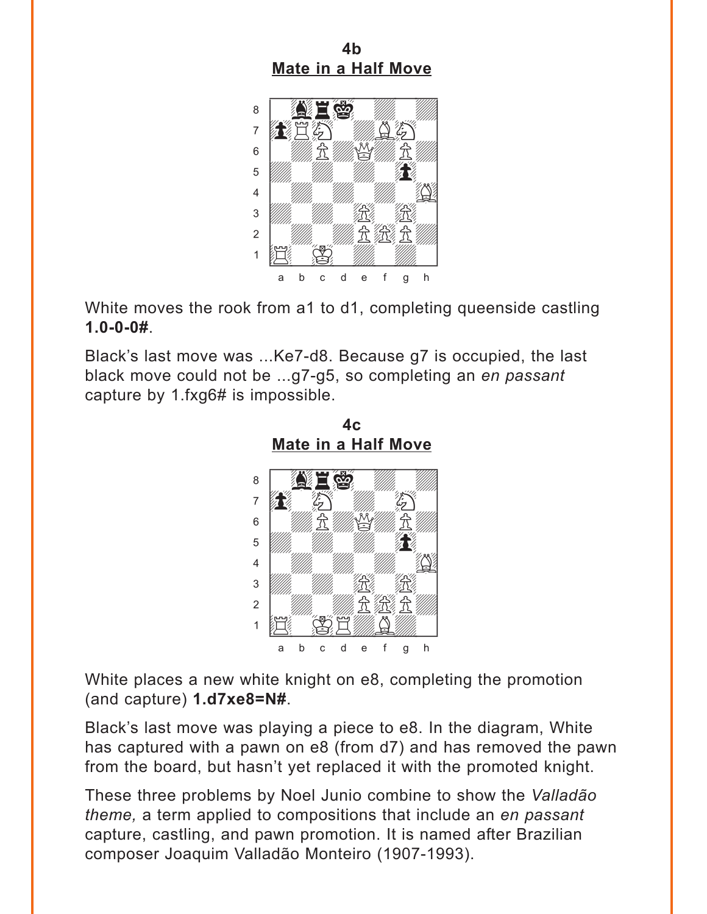**4b**
**Mate in a Half Move**

White moves the rook from a1 to d1, completing queenside castling **1.0-0-0#**.

Black's last move was ...Ke7-d8. Because g7 is occupied, the last black move could not be ...g7-g5, so completing an *en passant* capture by 1.fxg6# is impossible.

**4c**
**Mate in a Half Move**

White places a new white knight on e8, completing the promotion (and capture) **1.d7xe8=N#**.

Black's last move was playing a piece to e8. In the diagram, White has captured with a pawn on e8 (from d7) and has removed the pawn from the board, but hasn't yet replaced it with the promoted knight.

These three problems by Noel Junio combine to show the *Valladão theme,* a term applied to compositions that include an *en passant* capture, castling, and pawn promotion. It is named after Brazilian composer Joaquim Valladão Monteiro (1907-1993).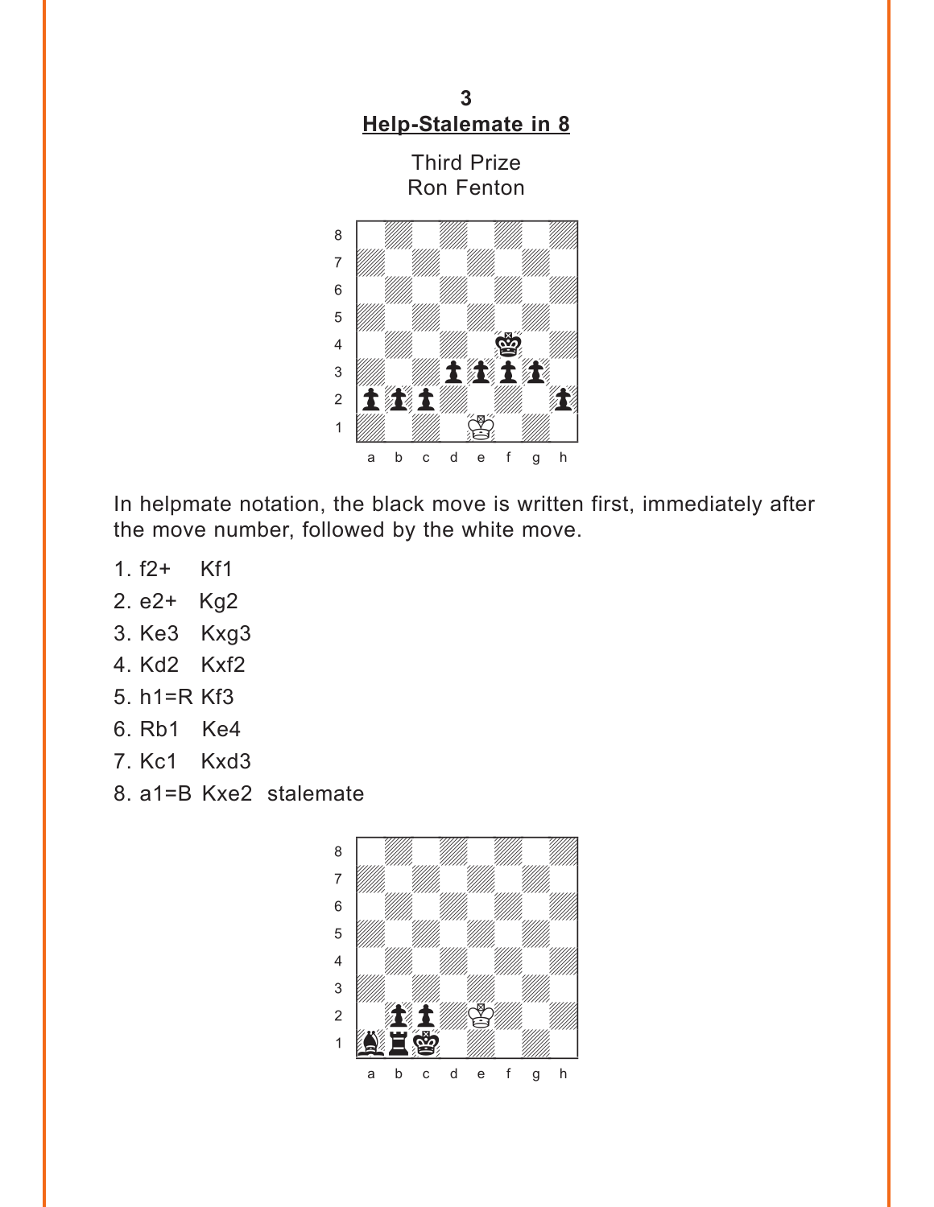**3**

**Help-Stalemate in 8**

Third Prize
Ron Fenton

In helpmate notation, the black move is written first, immediately after the move number, followed by the white move.

1. f2+ Kf1
2. e2+ Kg2
3. Ke3 Kxg3
4. Kd2 Kxf2
5. h1=R Kf3
6. Rb1 Ke4
7. Kc1 Kxd3
8. a1=B Kxe2 stalemate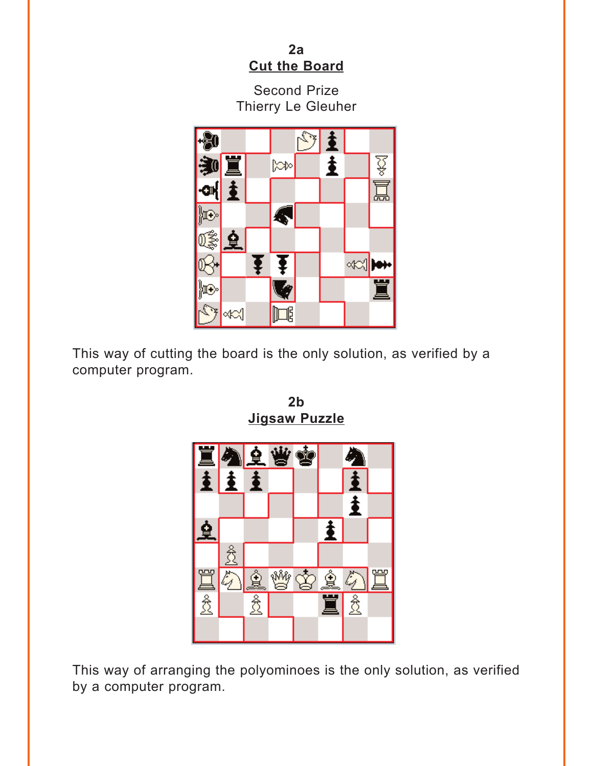## 2a

### Cut the Board

Second Prize
Thierry Le Gleuher

This way of cutting the board is the only solution, as verified by a computer program.

## 2b

### Jigsaw Puzzle

This way of arranging the polyominoes is the only solution, as verified by a computer program.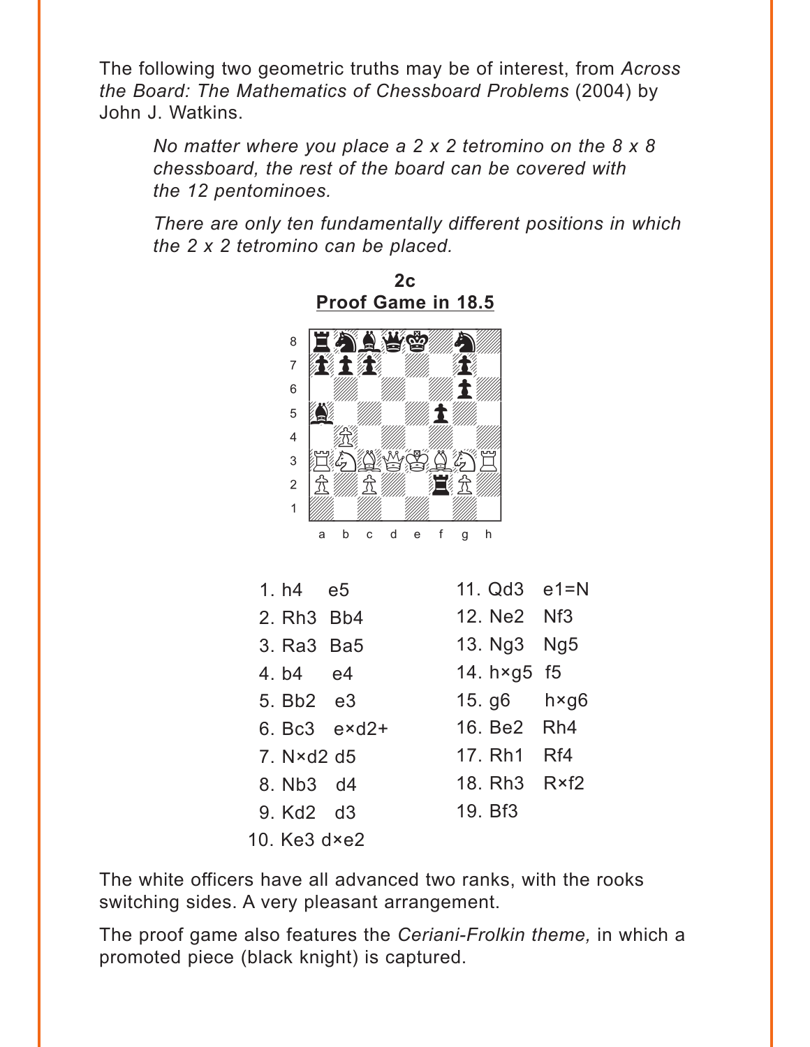The following two geometric truths may be of interest, from *Across the Board: The Mathematics of Chessboard Problems* (2004) by John J. Watkins.

> *No matter where you place a 2 x 2 tetromino on the 8 x 8 chessboard, the rest of the board can be covered with the 12 pentominoes.*
>
> *There are only ten fundamentally different positions in which the 2 x 2 tetromino can be placed.*

**2c**
**Proof Game in 18.5**

| | | |
|---|---|---|
| 1. h4 e5 | | 11. Qd3 e1=N |
| 2. Rh3 Bb4 | | 12. Ne2 Nf3 |
| 3. Ra3 Ba5 | | 13. Ng3 Ng5 |
| 4. b4 e4 | | 14. h×g5 f5 |
| 5. Bb2 e3 | | 15. g6 h×g6 |
| 6. Bc3 e×d2+ | | 16. Be2 Rh4 |
| 7. N×d2 d5 | | 17. Rh1 Rf4 |
| 8. Nb3 d4 | | 18. Rh3 R×f2 |
| 9. Kd2 d3 | | 19. Bf3 |
| 10. Ke3 d×e2 | | |

The white officers have all advanced two ranks, with the rooks switching sides. A very pleasant arrangement.

The proof game also features the *Ceriani-Frolkin theme,* in which a promoted piece (black knight) is captured.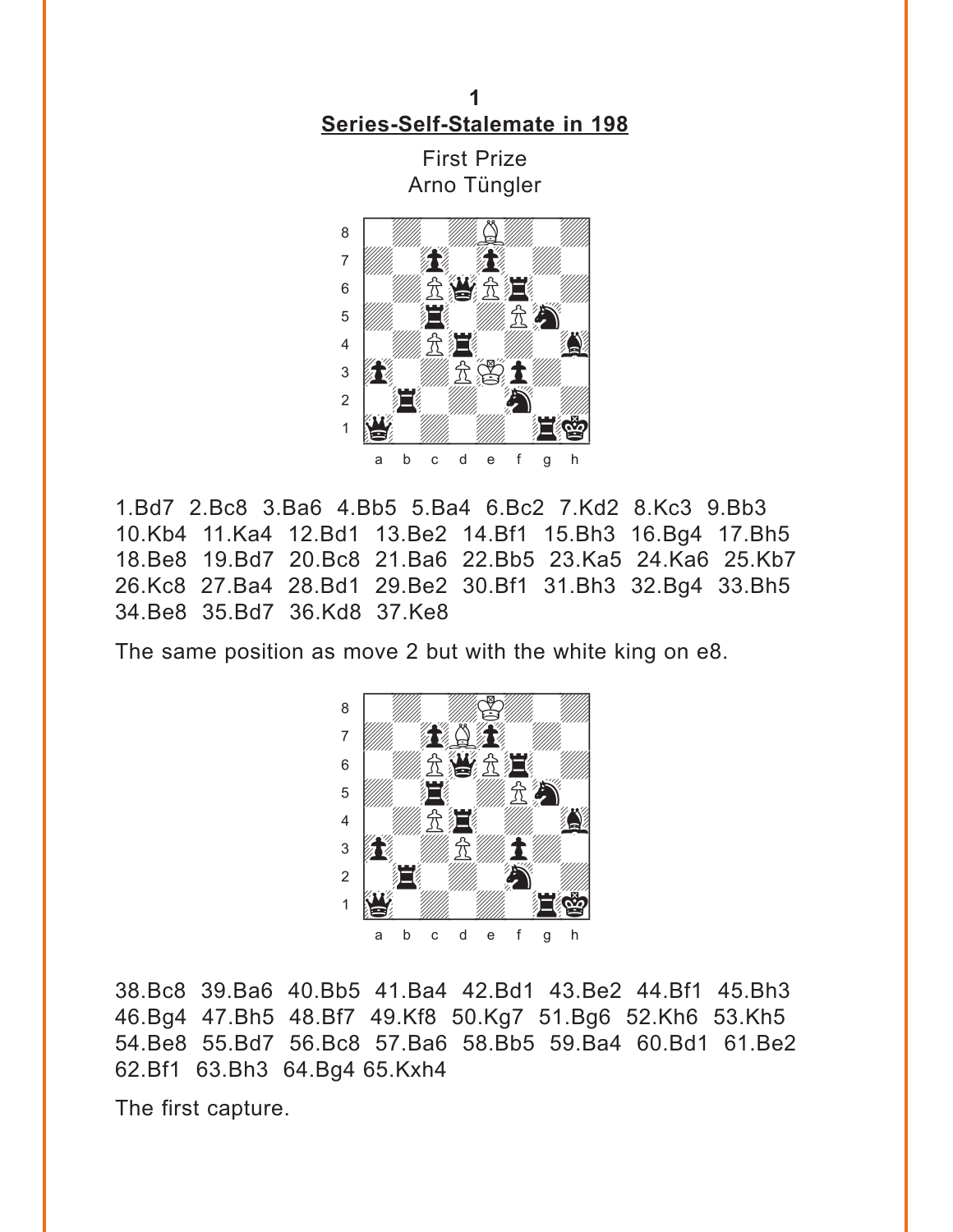**1**

**Series-Self-Stalemate in 198**

First Prize

Arno Tüngler

1.Bd7 2.Bc8 3.Ba6 4.Bb5 5.Ba4 6.Bc2 7.Kd2 8.Kc3 9.Bb3 10.Kb4 11.Ka4 12.Bd1 13.Be2 14.Bf1 15.Bh3 16.Bg4 17.Bh5 18.Be8 19.Bd7 20.Bc8 21.Ba6 22.Bb5 23.Ka5 24.Ka6 25.Kb7 26.Kc8 27.Ba4 28.Bd1 29.Be2 30.Bf1 31.Bh3 32.Bg4 33.Bh5 34.Be8 35.Bd7 36.Kd8 37.Ke8

The same position as move 2 but with the white king on e8.

38.Bc8 39.Ba6 40.Bb5 41.Ba4 42.Bd1 43.Be2 44.Bf1 45.Bh3 46.Bg4 47.Bh5 48.Bf7 49.Kf8 50.Kg7 51.Bg6 52.Kh6 53.Kh5 54.Be8 55.Bd7 56.Bc8 57.Ba6 58.Bb5 59.Ba4 60.Bd1 61.Be2 62.Bf1 63.Bh3 64.Bg4 65.Kxh4

The first capture.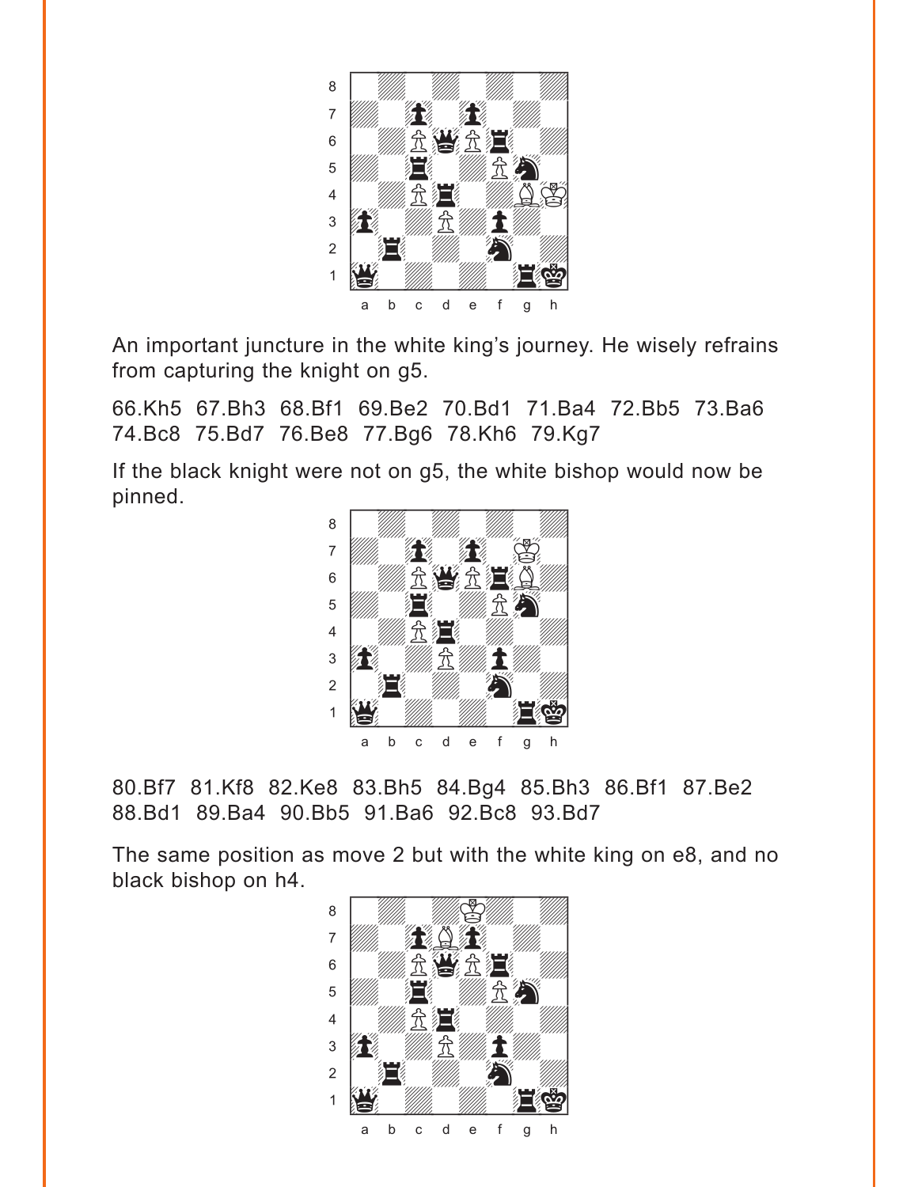An important juncture in the white king's journey. He wisely refrains from capturing the knight on g5.

66.Kh5 67.Bh3 68.Bf1 69.Be2 70.Bd1 71.Ba4 72.Bb5 73.Ba6 74.Bc8 75.Bd7 76.Be8 77.Bg6 78.Kh6 79.Kg7

If the black knight were not on g5, the white bishop would now be pinned.

80.Bf7 81.Kf8 82.Ke8 83.Bh5 84.Bg4 85.Bh3 86.Bf1 87.Be2 88.Bd1 89.Ba4 90.Bb5 91.Ba6 92.Bc8 93.Bd7

The same position as move 2 but with the white king on e8, and no black bishop on h4.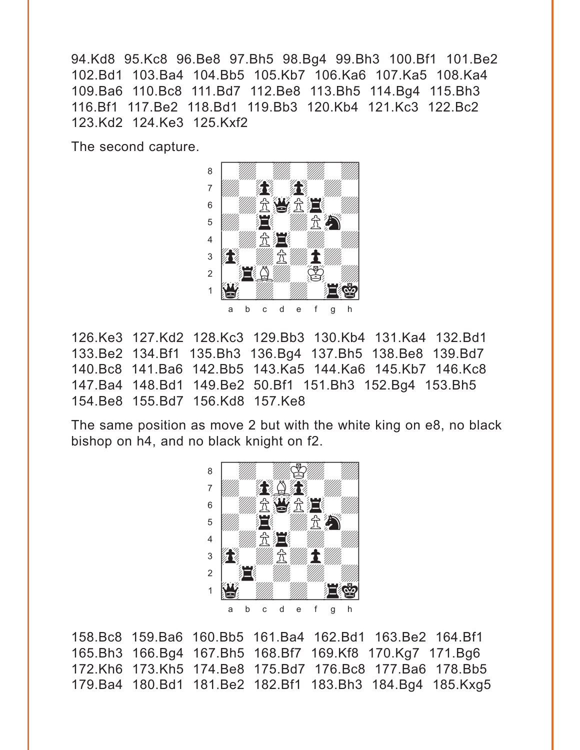94.Kd8 95.Kc8 96.Be8 97.Bh5 98.Bg4 99.Bh3 100.Bf1 101.Be2 102.Bd1 103.Ba4 104.Bb5 105.Kb7 106.Ka6 107.Ka5 108.Ka4 109.Ba6 110.Bc8 111.Bd7 112.Be8 113.Bh5 114.Bg4 115.Bh3 116.Bf1 117.Be2 118.Bd1 119.Bb3 120.Kb4 121.Kc3 122.Bc2 123.Kd2 124.Ke3 125.Kxf2

The second capture.

126.Ke3 127.Kd2 128.Kc3 129.Bb3 130.Kb4 131.Ka4 132.Bd1 133.Be2 134.Bf1 135.Bh3 136.Bg4 137.Bh5 138.Be8 139.Bd7 140.Bc8 141.Ba6 142.Bb5 143.Ka5 144.Ka6 145.Kb7 146.Kc8 147.Ba4 148.Bd1 149.Be2 50.Bf1 151.Bh3 152.Bg4 153.Bh5 154.Be8 155.Bd7 156.Kd8 157.Ke8

The same position as move 2 but with the white king on e8, no black bishop on h4, and no black knight on f2.

158.Bc8 159.Ba6 160.Bb5 161.Ba4 162.Bd1 163.Be2 164.Bf1 165.Bh3 166.Bg4 167.Bh5 168.Bf7 169.Kf8 170.Kg7 171.Bg6 172.Kh6 173.Kh5 174.Be8 175.Bd7 176.Bc8 177.Ba6 178.Bb5 179.Ba4 180.Bd1 181.Be2 182.Bf1 183.Bh3 184.Bg4 185.Kxg5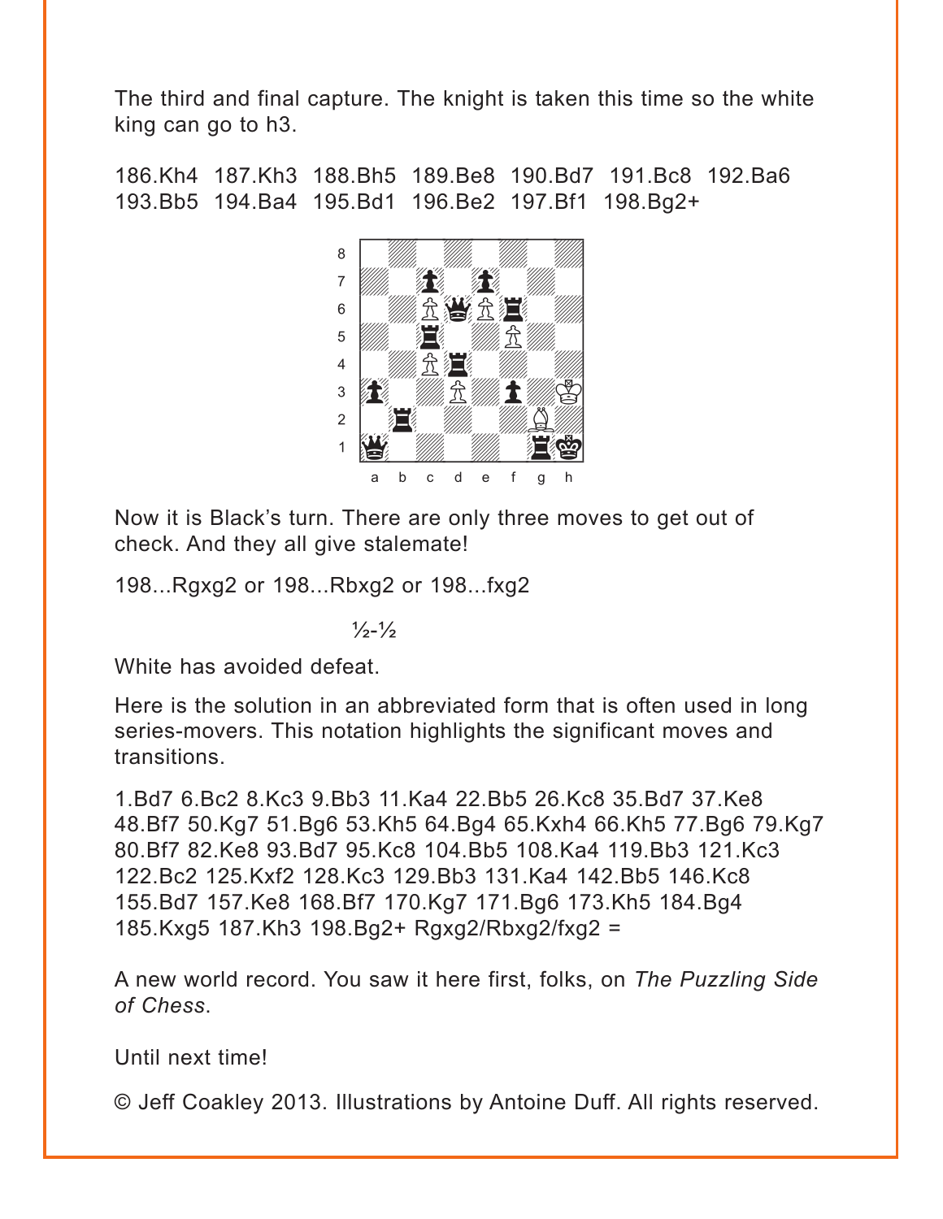The third and final capture. The knight is taken this time so the white king can go to h3.

186.Kh4 187.Kh3 188.Bh5 189.Be8 190.Bd7 191.Bc8 192.Ba6 193.Bb5 194.Ba4 195.Bd1 196.Be2 197.Bf1 198.Bg2+

Now it is Black's turn. There are only three moves to get out of check. And they all give stalemate!

198...Rgxg2 or 198...Rbxg2 or 198...fxg2

½-½

White has avoided defeat.

Here is the solution in an abbreviated form that is often used in long series-movers. This notation highlights the significant moves and transitions.

1.Bd7 6.Bc2 8.Kc3 9.Bb3 11.Ka4 22.Bb5 26.Kc8 35.Bd7 37.Ke8 48.Bf7 50.Kg7 51.Bg6 53.Kh5 64.Bg4 65.Kxh4 66.Kh5 77.Bg6 79.Kg7 80.Bf7 82.Ke8 93.Bd7 95.Kc8 104.Bb5 108.Ka4 119.Bb3 121.Kc3 122.Bc2 125.Kxf2 128.Kc3 129.Bb3 131.Ka4 142.Bb5 146.Kc8 155.Bd7 157.Ke8 168.Bf7 170.Kg7 171.Bg6 173.Kh5 184.Bg4 185.Kxg5 187.Kh3 198.Bg2+ Rgxg2/Rbxg2/fxg2 =

A new world record. You saw it here first, folks, on *The Puzzling Side of Chess*.

Until next time!

© Jeff Coakley 2013. Illustrations by Antoine Duff. All rights reserved.